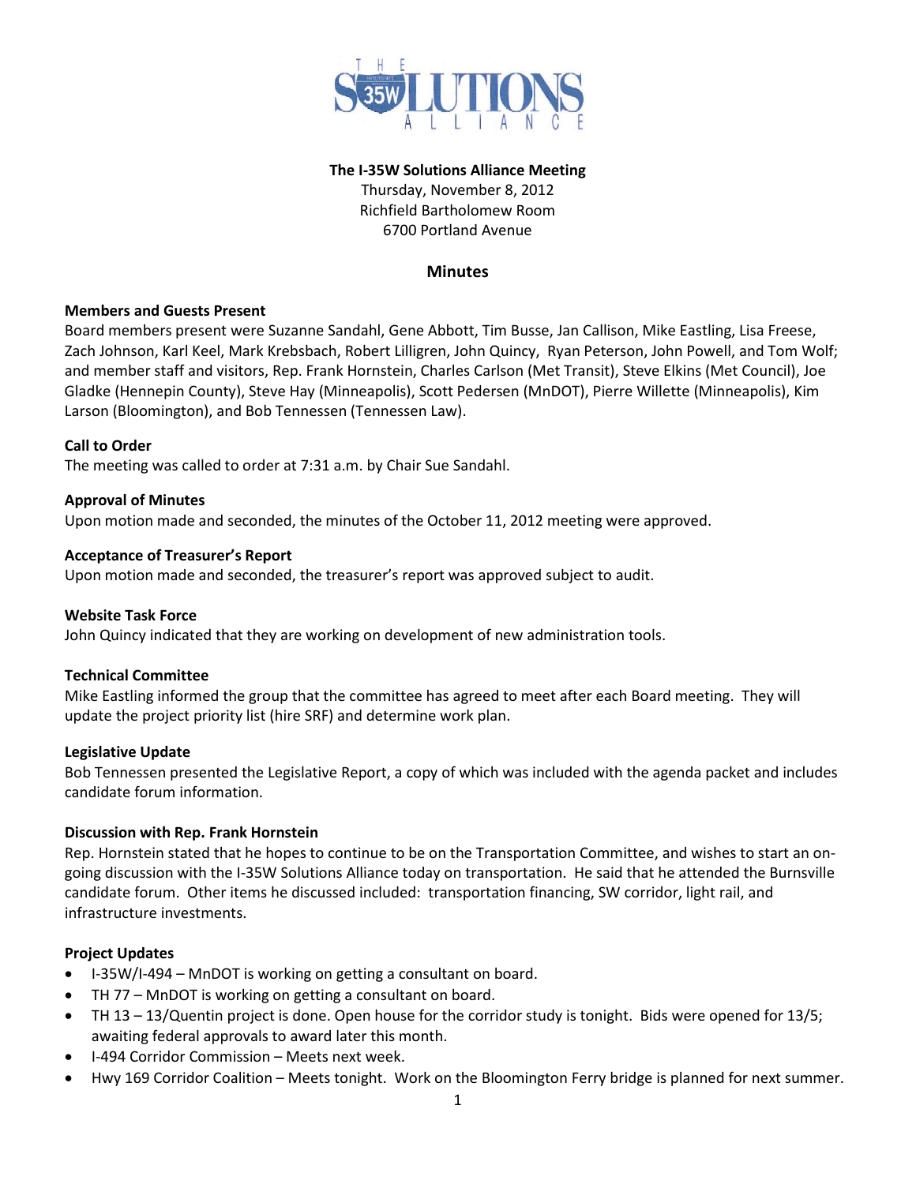# The I-35W Solutions Alliance Meeting

Thursday, November 8, 2012
Richfield Bartholomew Room
6700 Portland Avenue

## Minutes

### Members and Guests Present

Board members present were Suzanne Sandahl, Gene Abbott, Tim Busse, Jan Callison, Mike Eastling, Lisa Freese, Zach Johnson, Karl Keel, Mark Krebsbach, Robert Lilligren, John Quincy, Ryan Peterson, John Powell, and Tom Wolf; and member staff and visitors, Rep. Frank Hornstein, Charles Carlson (Met Transit), Steve Elkins (Met Council), Joe Gladke (Hennepin County), Steve Hay (Minneapolis), Scott Pedersen (MnDOT), Pierre Willette (Minneapolis), Kim Larson (Bloomington), and Bob Tennessen (Tennessen Law).

### Call to Order

The meeting was called to order at 7:31 a.m. by Chair Sue Sandahl.

### Approval of Minutes

Upon motion made and seconded, the minutes of the October 11, 2012 meeting were approved.

### Acceptance of Treasurer's Report

Upon motion made and seconded, the treasurer's report was approved subject to audit.

### Website Task Force

John Quincy indicated that they are working on development of new administration tools.

### Technical Committee

Mike Eastling informed the group that the committee has agreed to meet after each Board meeting. They will update the project priority list (hire SRF) and determine work plan.

### Legislative Update

Bob Tennessen presented the Legislative Report, a copy of which was included with the agenda packet and includes candidate forum information.

### Discussion with Rep. Frank Hornstein

Rep. Hornstein stated that he hopes to continue to be on the Transportation Committee, and wishes to start an on-going discussion with the I-35W Solutions Alliance today on transportation. He said that he attended the Burnsville candidate forum. Other items he discussed included: transportation financing, SW corridor, light rail, and infrastructure investments.

### Project Updates

- I-35W/I-494 – MnDOT is working on getting a consultant on board.
- TH 77 – MnDOT is working on getting a consultant on board.
- TH 13 – 13/Quentin project is done. Open house for the corridor study is tonight. Bids were opened for 13/5; awaiting federal approvals to award later this month.
- I-494 Corridor Commission – Meets next week.
- Hwy 169 Corridor Coalition – Meets tonight. Work on the Bloomington Ferry bridge is planned for next summer.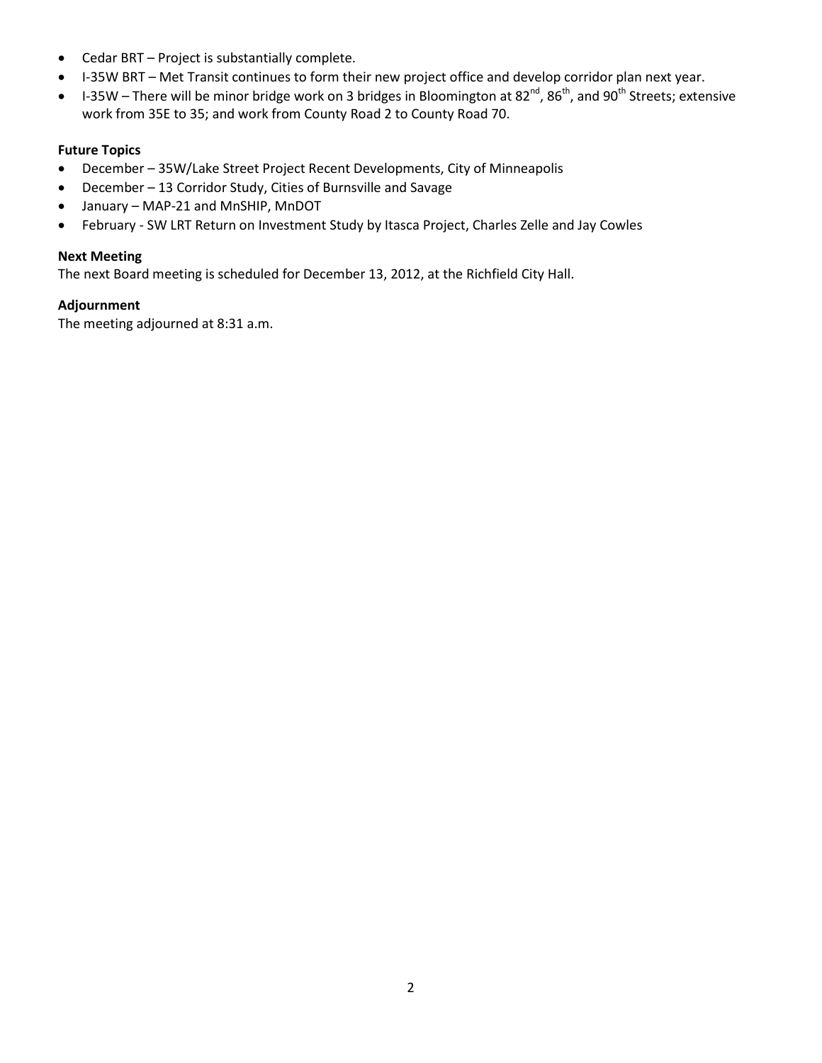- Cedar BRT – Project is substantially complete.
- I-35W BRT – Met Transit continues to form their new project office and develop corridor plan next year.
- I-35W – There will be minor bridge work on 3 bridges in Bloomington at 82nd, 86th, and 90th Streets; extensive work from 35E to 35; and work from County Road 2 to County Road 70.

**Future Topics**

- December – 35W/Lake Street Project Recent Developments, City of Minneapolis
- December – 13 Corridor Study, Cities of Burnsville and Savage
- January – MAP-21 and MnSHIP, MnDOT
- February - SW LRT Return on Investment Study by Itasca Project, Charles Zelle and Jay Cowles

**Next Meeting**

The next Board meeting is scheduled for December 13, 2012, at the Richfield City Hall.

**Adjournment**

The meeting adjourned at 8:31 a.m.